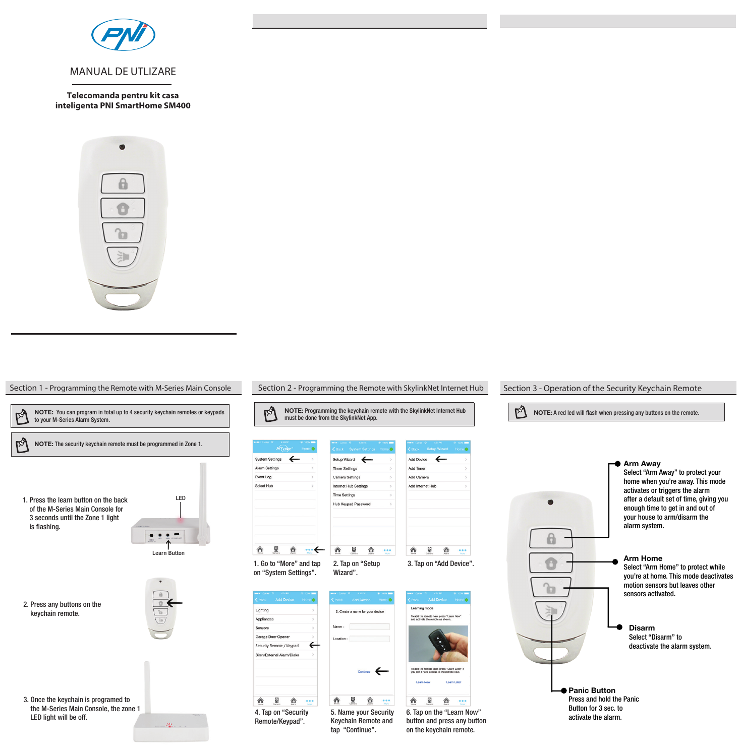# MANUAL DE UTLIZARE

**Telecomanda pentru kit casa inteligenta PNI SmartHome SM400**

## Section 1 - Programming the Remote with M-Series Main Console

**NOTE:** You can program in total up to 4 security keychain remotes or keypads to your M-Series Alarm System.

**NOTE:** The security keychain remote must be programmed in Zone 1.

1. Press the learn button on the back of the M-Series Main Console for 3 seconds until the Zone 1 light is flashing.

LED

Learn Button

2. Press any buttons on the keychain remote.

3. Once the keychain is programed to the M-Series Main Console, the zone 1 LED light will be off.

## Section 2 - Programming the Remote with SkylinkNet Internet Hub

**NOTE:** Programming the keychain remote with the SkylinkNet Internet Hub must be done from the SkylinkNet App.

1. Go to "More" and tap on "System Settings".

2. Tap on "Setup Wizard".

3. Tap on "Add Device".

4. Tap on "Security Remote/Keypad".

5. Name your Security Keychain Remote and tap "Continue".

6. Tap on the "Learn Now" button and press any button on the keychain remote.

## Section 3 - Operation of the Security Keychain Remote

**NOTE:** A red led will flash when pressing any buttons on the remote.

**Arm Away**
Select "Arm Away" to protect your home when you're away. This mode activates or triggers the alarm after a default set of time, giving you enough time to get in and out of your house to arm/disarm the alarm system.

**Arm Home**
Select "Arm Home" to protect while you're at home. This mode deactivates motion sensors but leaves other sensors activated.

**Disarm**
Select "Disarm" to deactivate the alarm system.

**Panic Button**
Press and hold the Panic Button for 3 sec. to activate the alarm.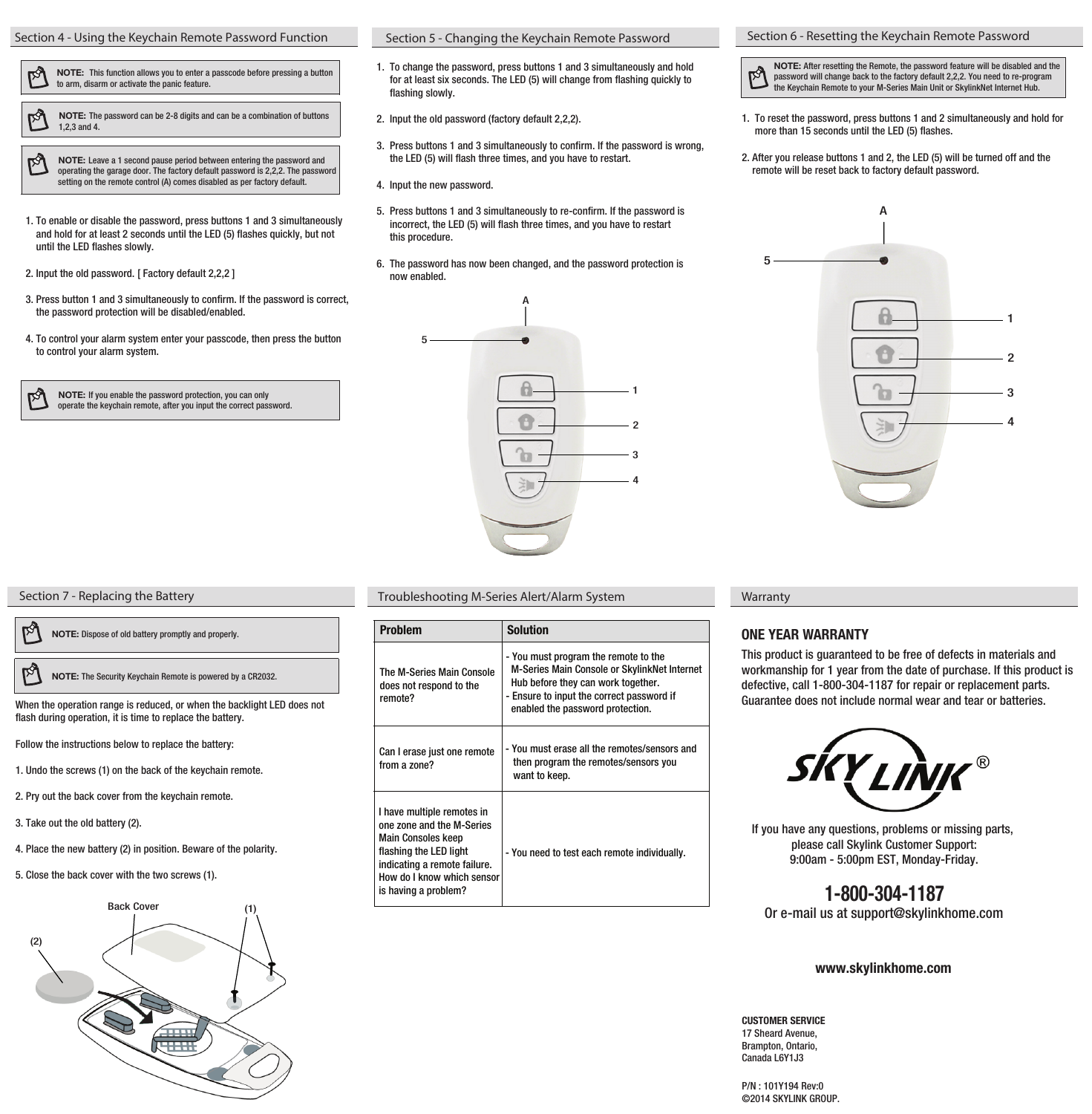## Section 4 - Using the Keychain Remote Password Function

**NOTE:** This function allows you to enter a passcode before pressing a button to arm, disarm or activate the panic feature.

**NOTE:** The password can be 2-8 digits and can be a combination of buttons 1,2,3 and 4.

**NOTE:** Leave a 1 second pause period between entering the password and operating the garage door. The factory default password is 2,2,2. The password setting on the remote control (A) comes disabled as per factory default.

1. To enable or disable the password, press buttons 1 and 3 simultaneously and hold for at least 2 seconds until the LED (5) flashes quickly, but not until the LED flashes slowly.

2. Input the old password. [ Factory default 2,2,2 ]

3. Press button 1 and 3 simultaneously to confirm. If the password is correct, the password protection will be disabled/enabled.

4. To control your alarm system enter your passcode, then press the button to control your alarm system.

**NOTE:** If you enable the password protection, you can only operate the keychain remote, after you input the correct password.

## Section 5 - Changing the Keychain Remote Password

1. To change the password, press buttons 1 and 3 simultaneously and hold for at least six seconds. The LED (5) will change from flashing quickly to flashing slowly.

2. Input the old password (factory default 2,2,2).

3. Press buttons 1 and 3 simultaneously to confirm. If the password is wrong, the LED (5) will flash three times, and you have to restart.

4. Input the new password.

5. Press buttons 1 and 3 simultaneously to re-confirm. If the password is incorrect, the LED (5) will flash three times, and you have to restart this procedure.

6. The password has now been changed, and the password protection is now enabled.

A
5
1
2
3
4

## Section 6 - Resetting the Keychain Remote Password

**NOTE:** After resetting the Remote, the password feature will be disabled and the password will change back to the factory default 2,2,2. You need to re-program the Keychain Remote to your M-Series Main Unit or SkylinkNet Internet Hub.

1. To reset the password, press buttons 1 and 2 simultaneously and hold for more than 15 seconds until the LED (5) flashes.

2. After you release buttons 1 and 2, the LED (5) will be turned off and the remote will be reset back to factory default password.

A
5
1
2
3
4

## Section 7 - Replacing the Battery

**NOTE:** Dispose of old battery promptly and properly.

**NOTE:** The Security Keychain Remote is powered by a CR2032.

When the operation range is reduced, or when the backlight LED does not flash during operation, it is time to replace the battery.

Follow the instructions below to replace the battery:

1. Undo the screws (1) on the back of the keychain remote.

2. Pry out the back cover from the keychain remote.

3. Take out the old battery (2).

4. Place the new battery (2) in position. Beware of the polarity.

5. Close the back cover with the two screws (1).

Back Cover
(1)
(2)

## Troubleshooting M-Series Alert/Alarm System

| Problem | Solution |
|---|---|
| The M-Series Main Console does not respond to the remote? | - You must program the remote to the M-Series Main Console or SkylinkNet Internet Hub before they can work together.<br>- Ensure to input the correct password if enabled the password protection. |
| Can I erase just one remote from a zone? | - You must erase all the remotes/sensors and then program the remotes/sensors you want to keep. |
| I have multiple remotes in one zone and the M-Series Main Consoles keep flashing the LED light indicating a remote failure. How do I know which sensor is having a problem? | - You need to test each remote individually. |

## Warranty

**ONE YEAR WARRANTY**

This product is guaranteed to be free of defects in materials and workmanship for 1 year from the date of purchase. If this product is defective, call 1-800-304-1187 for repair or replacement parts. Guarantee does not include normal wear and tear or batteries.

SKYLINK®

If you have any questions, problems or missing parts, please call Skylink Customer Support:
9:00am - 5:00pm EST, Monday-Friday.

**1-800-304-1187**

Or e-mail us at support@skylinkhome.com

**www.skylinkhome.com**

**CUSTOMER SERVICE**
17 Sheard Avenue,
Brampton, Ontario,
Canada L6Y1J3

P/N : 101Y194 Rev:0
©2014 SKYLINK GROUP.